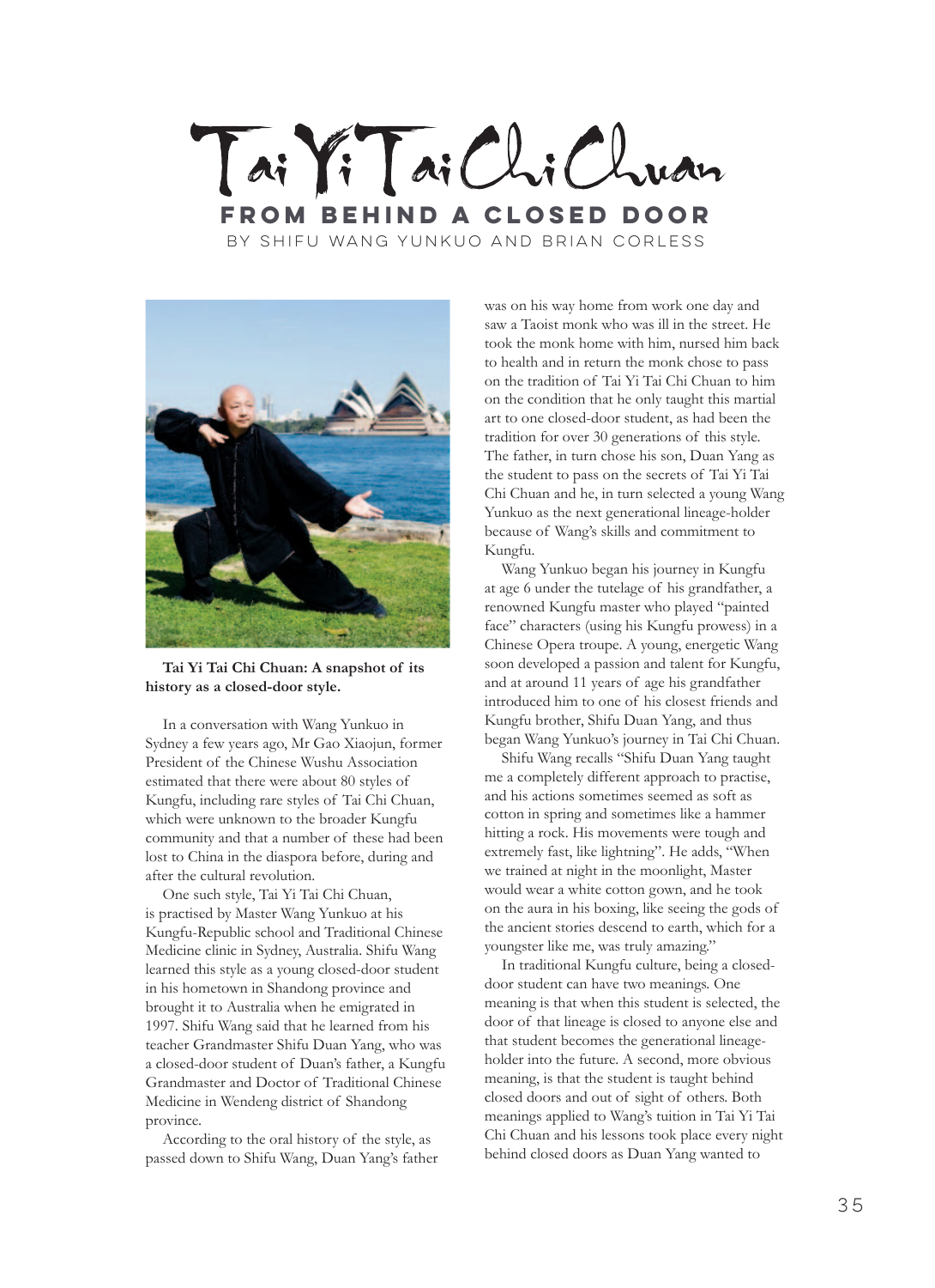# Tai Yi Tai Chi Chuan

## FROM BEHIND A CLOSED DOOR

BY SHIFU WANG YUNKUO AND BRIAN CORLESS

**Tai Yi Tai Chi Chuan: A snapshot of its history as a closed-door style.**

In a conversation with Wang Yunkuo in Sydney a few years ago, Mr Gao Xiaojun, former President of the Chinese Wushu Association estimated that there were about 80 styles of Kungfu, including rare styles of Tai Chi Chuan, which were unknown to the broader Kungfu community and that a number of these had been lost to China in the diaspora before, during and after the cultural revolution.

One such style, Tai Yi Tai Chi Chuan, is practised by Master Wang Yunkuo at his Kungfu-Republic school and Traditional Chinese Medicine clinic in Sydney, Australia. Shifu Wang learned this style as a young closed-door student in his hometown in Shandong province and brought it to Australia when he emigrated in 1997. Shifu Wang said that he learned from his teacher Grandmaster Shifu Duan Yang, who was a closed-door student of Duan's father, a Kungfu Grandmaster and Doctor of Traditional Chinese Medicine in Wendeng district of Shandong province.

According to the oral history of the style, as passed down to Shifu Wang, Duan Yang's father was on his way home from work one day and saw a Taoist monk who was ill in the street. He took the monk home with him, nursed him back to health and in return the monk chose to pass on the tradition of Tai Yi Tai Chi Chuan to him on the condition that he only taught this martial art to one closed-door student, as had been the tradition for over 30 generations of this style. The father, in turn chose his son, Duan Yang as the student to pass on the secrets of Tai Yi Tai Chi Chuan and he, in turn selected a young Wang Yunkuo as the next generational lineage-holder because of Wang's skills and commitment to Kungfu.

Wang Yunkuo began his journey in Kungfu at age 6 under the tutelage of his grandfather, a renowned Kungfu master who played "painted face" characters (using his Kungfu prowess) in a Chinese Opera troupe. A young, energetic Wang soon developed a passion and talent for Kungfu, and at around 11 years of age his grandfather introduced him to one of his closest friends and Kungfu brother, Shifu Duan Yang, and thus began Wang Yunkuo's journey in Tai Chi Chuan.

Shifu Wang recalls "Shifu Duan Yang taught me a completely different approach to practise, and his actions sometimes seemed as soft as cotton in spring and sometimes like a hammer hitting a rock. His movements were tough and extremely fast, like lightning". He adds, "When we trained at night in the moonlight, Master would wear a white cotton gown, and he took on the aura in his boxing, like seeing the gods of the ancient stories descend to earth, which for a youngster like me, was truly amazing."

In traditional Kungfu culture, being a closed-door student can have two meanings. One meaning is that when this student is selected, the door of that lineage is closed to anyone else and that student becomes the generational lineage-holder into the future. A second, more obvious meaning, is that the student is taught behind closed doors and out of sight of others. Both meanings applied to Wang's tuition in Tai Yi Tai Chi Chuan and his lessons took place every night behind closed doors as Duan Yang wanted to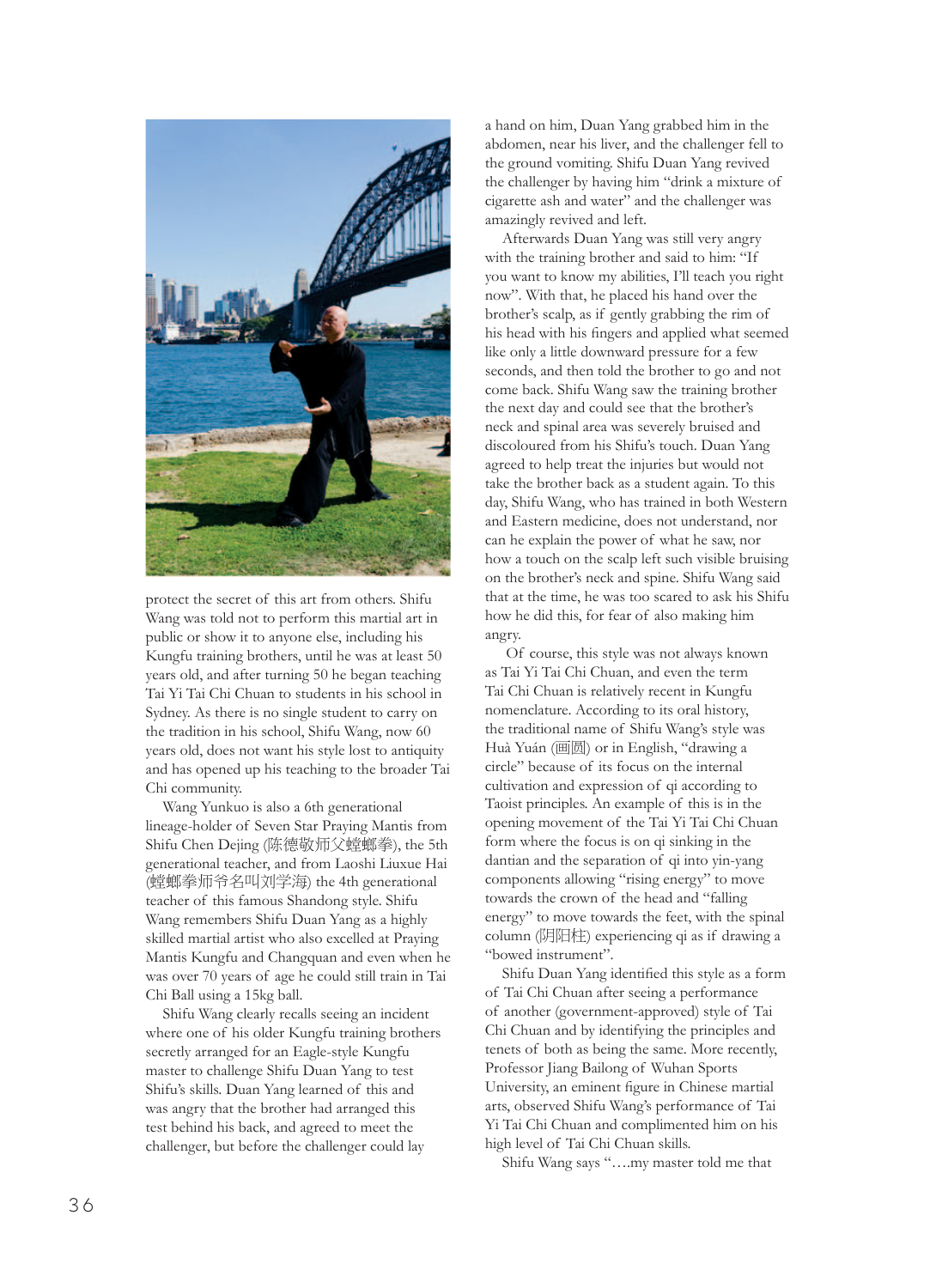protect the secret of this art from others. Shifu Wang was told not to perform this martial art in public or show it to anyone else, including his Kungfu training brothers, until he was at least 50 years old, and after turning 50 he began teaching Tai Yi Tai Chi Chuan to students in his school in Sydney. As there is no single student to carry on the tradition in his school, Shifu Wang, now 60 years old, does not want his style lost to antiquity and has opened up his teaching to the broader Tai Chi community.

Wang Yunkuo is also a 6th generational lineage-holder of Seven Star Praying Mantis from Shifu Chen Dejing (陈德敬师父螳螂拳), the 5th generational teacher, and from Laoshi Liuxue Hai (螳螂拳师爷名叫刘学海) the 4th generational teacher of this famous Shandong style. Shifu Wang remembers Shifu Duan Yang as a highly skilled martial artist who also excelled at Praying Mantis Kungfu and Changquan and even when he was over 70 years of age he could still train in Tai Chi Ball using a 15kg ball.

Shifu Wang clearly recalls seeing an incident where one of his older Kungfu training brothers secretly arranged for an Eagle-style Kungfu master to challenge Shifu Duan Yang to test Shifu's skills. Duan Yang learned of this and was angry that the brother had arranged this test behind his back, and agreed to meet the challenger, but before the challenger could lay a hand on him, Duan Yang grabbed him in the abdomen, near his liver, and the challenger fell to the ground vomiting. Shifu Duan Yang revived the challenger by having him "drink a mixture of cigarette ash and water" and the challenger was amazingly revived and left.

Afterwards Duan Yang was still very angry with the training brother and said to him: "If you want to know my abilities, I'll teach you right now". With that, he placed his hand over the brother's scalp, as if gently grabbing the rim of his head with his fingers and applied what seemed like only a little downward pressure for a few seconds, and then told the brother to go and not come back. Shifu Wang saw the training brother the next day and could see that the brother's neck and spinal area was severely bruised and discoloured from his Shifu's touch. Duan Yang agreed to help treat the injuries but would not take the brother back as a student again. To this day, Shifu Wang, who has trained in both Western and Eastern medicine, does not understand, nor can he explain the power of what he saw, nor how a touch on the scalp left such visible bruising on the brother's neck and spine. Shifu Wang said that at the time, he was too scared to ask his Shifu how he did this, for fear of also making him angry.

Of course, this style was not always known as Tai Yi Tai Chi Chuan, and even the term Tai Chi Chuan is relatively recent in Kungfu nomenclature. According to its oral history, the traditional name of Shifu Wang's style was Huà Yuán (画圆) or in English, "drawing a circle" because of its focus on the internal cultivation and expression of qi according to Taoist principles. An example of this is in the opening movement of the Tai Yi Tai Chi Chuan form where the focus is on qi sinking in the dantian and the separation of qi into yin-yang components allowing "rising energy" to move towards the crown of the head and "falling energy" to move towards the feet, with the spinal column (阴阳柱) experiencing qi as if drawing a "bowed instrument".

Shifu Duan Yang identified this style as a form of Tai Chi Chuan after seeing a performance of another (government-approved) style of Tai Chi Chuan and by identifying the principles and tenets of both as being the same. More recently, Professor Jiang Bailong of Wuhan Sports University, an eminent figure in Chinese martial arts, observed Shifu Wang's performance of Tai Yi Tai Chi Chuan and complimented him on his high level of Tai Chi Chuan skills.

Shifu Wang says "….my master told me that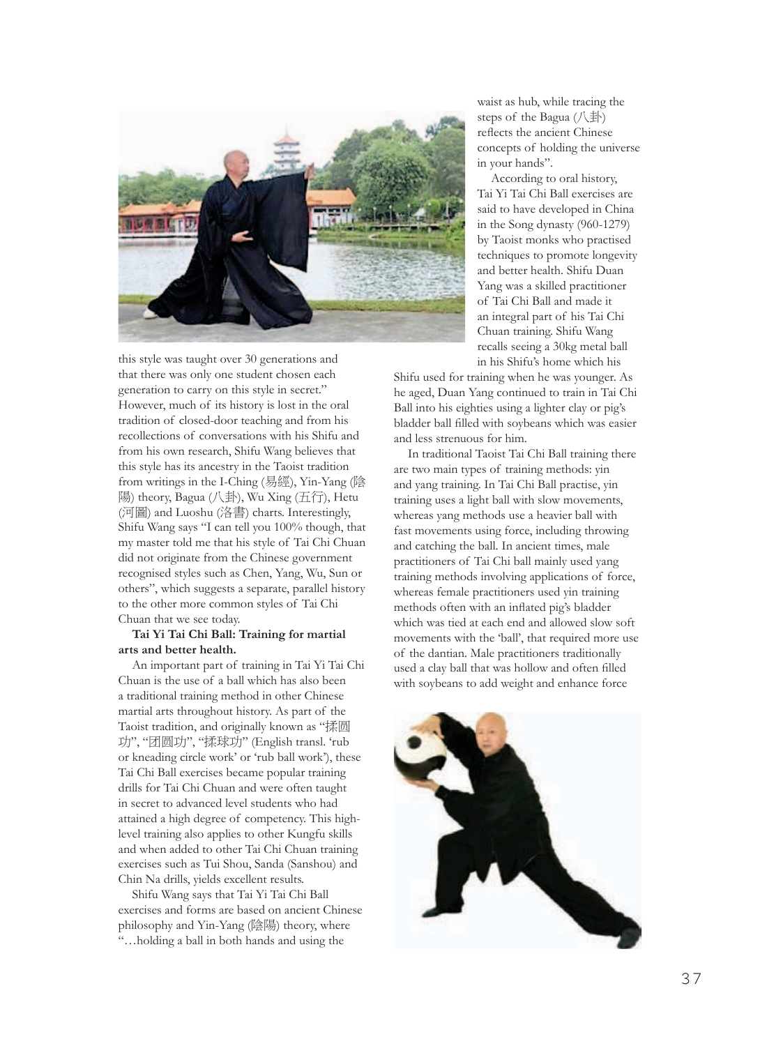this style was taught over 30 generations and that there was only one student chosen each generation to carry on this style in secret." However, much of its history is lost in the oral tradition of closed-door teaching and from his recollections of conversations with his Shifu and from his own research, Shifu Wang believes that this style has its ancestry in the Taoist tradition from writings in the I-Ching (易經), Yin-Yang (陰陽) theory, Bagua (八卦), Wu Xing (五行), Hetu (河圖) and Luoshu (洛書) charts. Interestingly, Shifu Wang says "I can tell you 100% though, that my master told me that his style of Tai Chi Chuan did not originate from the Chinese government recognised styles such as Chen, Yang, Wu, Sun or others", which suggests a separate, parallel history to the other more common styles of Tai Chi Chuan that we see today.

**Tai Yi Tai Chi Ball: Training for martial arts and better health.**

An important part of training in Tai Yi Tai Chi Chuan is the use of a ball which has also been a traditional training method in other Chinese martial arts throughout history. As part of the Taoist tradition, and originally known as "揉圆功", "团圆功", "揉球功" (English transl. 'rub or kneading circle work' or 'rub ball work'), these Tai Chi Ball exercises became popular training drills for Tai Chi Chuan and were often taught in secret to advanced level students who had attained a high degree of competency. This high-level training also applies to other Kungfu skills and when added to other Tai Chi Chuan training exercises such as Tui Shou, Sanda (Sanshou) and Chin Na drills, yields excellent results.

Shifu Wang says that Tai Yi Tai Chi Ball exercises and forms are based on ancient Chinese philosophy and Yin-Yang (陰陽) theory, where "…holding a ball in both hands and using the waist as hub, while tracing the steps of the Bagua (八卦) reflects the ancient Chinese concepts of holding the universe in your hands".

According to oral history, Tai Yi Tai Chi Ball exercises are said to have developed in China in the Song dynasty (960-1279) by Taoist monks who practised techniques to promote longevity and better health. Shifu Duan Yang was a skilled practitioner of Tai Chi Ball and made it an integral part of his Tai Chi Chuan training. Shifu Wang recalls seeing a 30kg metal ball in his Shifu's home which his Shifu used for training when he was younger. As he aged, Duan Yang continued to train in Tai Chi Ball into his eighties using a lighter clay or pig's bladder ball filled with soybeans which was easier and less strenuous for him.

In traditional Taoist Tai Chi Ball training there are two main types of training methods: yin and yang training. In Tai Chi Ball practise, yin training uses a light ball with slow movements, whereas yang methods use a heavier ball with fast movements using force, including throwing and catching the ball. In ancient times, male practitioners of Tai Chi ball mainly used yang training methods involving applications of force, whereas female practitioners used yin training methods often with an inflated pig's bladder which was tied at each end and allowed slow soft movements with the 'ball', that required more use of the dantian. Male practitioners traditionally used a clay ball that was hollow and often filled with soybeans to add weight and enhance force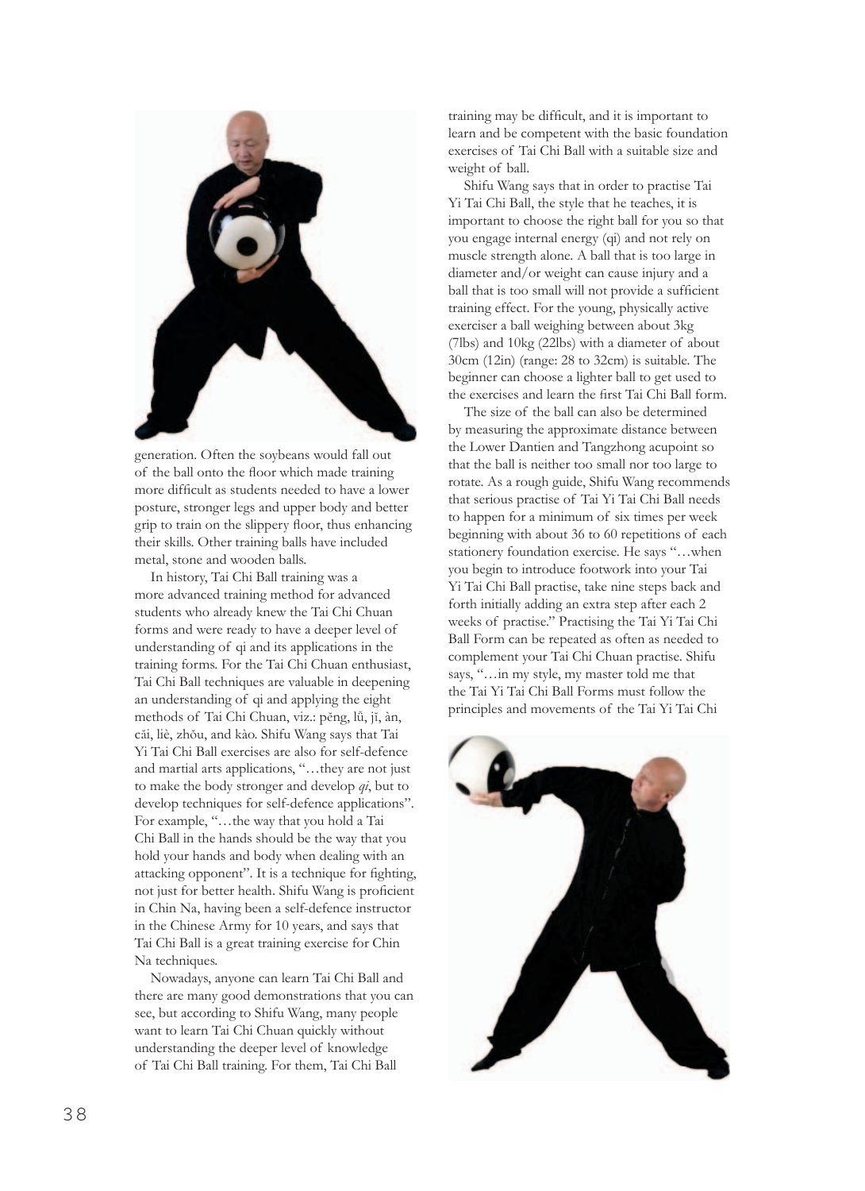generation. Often the soybeans would fall out of the ball onto the floor which made training more difficult as students needed to have a lower posture, stronger legs and upper body and better grip to train on the slippery floor, thus enhancing their skills. Other training balls have included metal, stone and wooden balls.

In history, Tai Chi Ball training was a more advanced training method for advanced students who already knew the Tai Chi Chuan forms and were ready to have a deeper level of understanding of qi and its applications in the training forms. For the Tai Chi Chuan enthusiast, Tai Chi Ball techniques are valuable in deepening an understanding of qi and applying the eight methods of Tai Chi Chuan, viz.: pěng, lǚ, jǐ, àn, cǎi, liè, zhǒu, and kào. Shifu Wang says that Tai Yi Tai Chi Ball exercises are also for self-defence and martial arts applications, "…they are not just to make the body stronger and develop *qi*, but to develop techniques for self-defence applications". For example, "…the way that you hold a Tai Chi Ball in the hands should be the way that you hold your hands and body when dealing with an attacking opponent". It is a technique for fighting, not just for better health. Shifu Wang is proficient in Chin Na, having been a self-defence instructor in the Chinese Army for 10 years, and says that Tai Chi Ball is a great training exercise for Chin Na techniques.

Nowadays, anyone can learn Tai Chi Ball and there are many good demonstrations that you can see, but according to Shifu Wang, many people want to learn Tai Chi Chuan quickly without understanding the deeper level of knowledge of Tai Chi Ball training. For them, Tai Chi Ball training may be difficult, and it is important to learn and be competent with the basic foundation exercises of Tai Chi Ball with a suitable size and weight of ball.

Shifu Wang says that in order to practise Tai Yi Tai Chi Ball, the style that he teaches, it is important to choose the right ball for you so that you engage internal energy (qi) and not rely on muscle strength alone. A ball that is too large in diameter and/or weight can cause injury and a ball that is too small will not provide a sufficient training effect. For the young, physically active exerciser a ball weighing between about 3kg (7lbs) and 10kg (22lbs) with a diameter of about 30cm (12in) (range: 28 to 32cm) is suitable. The beginner can choose a lighter ball to get used to the exercises and learn the first Tai Chi Ball form.

The size of the ball can also be determined by measuring the approximate distance between the Lower Dantien and Tangzhong acupoint so that the ball is neither too small nor too large to rotate. As a rough guide, Shifu Wang recommends that serious practise of Tai Yi Tai Chi Ball needs to happen for a minimum of six times per week beginning with about 36 to 60 repetitions of each stationery foundation exercise. He says "…when you begin to introduce footwork into your Tai Yi Tai Chi Ball practise, take nine steps back and forth initially adding an extra step after each 2 weeks of practise." Practising the Tai Yi Tai Chi Ball Form can be repeated as often as needed to complement your Tai Chi Chuan practise. Shifu says, "…in my style, my master told me that the Tai Yi Tai Chi Ball Forms must follow the principles and movements of the Tai Yi Tai Chi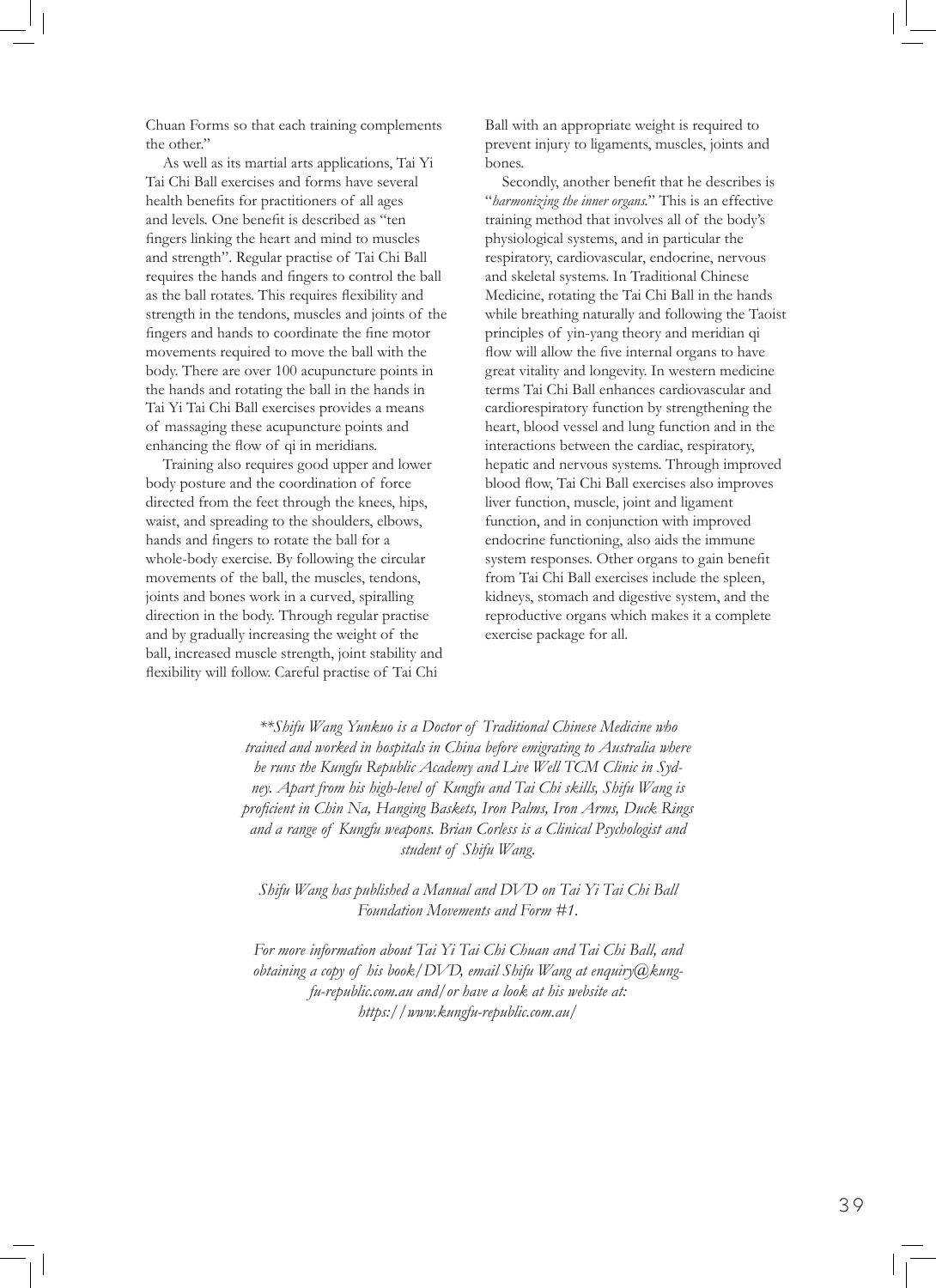Chuan Forms so that each training complements the other."

As well as its martial arts applications, Tai Yi Tai Chi Ball exercises and forms have several health benefits for practitioners of all ages and levels. One benefit is described as "ten fingers linking the heart and mind to muscles and strength". Regular practise of Tai Chi Ball requires the hands and fingers to control the ball as the ball rotates. This requires flexibility and strength in the tendons, muscles and joints of the fingers and hands to coordinate the fine motor movements required to move the ball with the body. There are over 100 acupuncture points in the hands and rotating the ball in the hands in Tai Yi Tai Chi Ball exercises provides a means of massaging these acupuncture points and enhancing the flow of qi in meridians.

Training also requires good upper and lower body posture and the coordination of force directed from the feet through the knees, hips, waist, and spreading to the shoulders, elbows, hands and fingers to rotate the ball for a whole-body exercise. By following the circular movements of the ball, the muscles, tendons, joints and bones work in a curved, spiralling direction in the body. Through regular practise and by gradually increasing the weight of the ball, increased muscle strength, joint stability and flexibility will follow. Careful practise of Tai Chi Ball with an appropriate weight is required to prevent injury to ligaments, muscles, joints and bones.

Secondly, another benefit that he describes is "*harmonizing the inner organs*." This is an effective training method that involves all of the body's physiological systems, and in particular the respiratory, cardiovascular, endocrine, nervous and skeletal systems. In Traditional Chinese Medicine, rotating the Tai Chi Ball in the hands while breathing naturally and following the Taoist principles of yin-yang theory and meridian qi flow will allow the five internal organs to have great vitality and longevity. In western medicine terms Tai Chi Ball enhances cardiovascular and cardiorespiratory function by strengthening the heart, blood vessel and lung function and in the interactions between the cardiac, respiratory, hepatic and nervous systems. Through improved blood flow, Tai Chi Ball exercises also improves liver function, muscle, joint and ligament function, and in conjunction with improved endocrine functioning, also aids the immune system responses. Other organs to gain benefit from Tai Chi Ball exercises include the spleen, kidneys, stomach and digestive system, and the reproductive organs which makes it a complete exercise package for all.

*\*\*Shifu Wang Yunkuo is a Doctor of Traditional Chinese Medicine who trained and worked in hospitals in China before emigrating to Australia where he runs the Kungfu Republic Academy and Live Well TCM Clinic in Sydney. Apart from his high-level of Kungfu and Tai Chi skills, Shifu Wang is proficient in Chin Na, Hanging Baskets, Iron Palms, Iron Arms, Duck Rings and a range of Kungfu weapons. Brian Corless is a Clinical Psychologist and student of Shifu Wang.*

*Shifu Wang has published a Manual and DVD on Tai Yi Tai Chi Ball Foundation Movements and Form #1.*

*For more information about Tai Yi Tai Chi Chuan and Tai Chi Ball, and obtaining a copy of his book/DVD, email Shifu Wang at enquiry@kungfu-republic.com.au and/or have a look at his website at: https://www.kungfu-republic.com.au/*